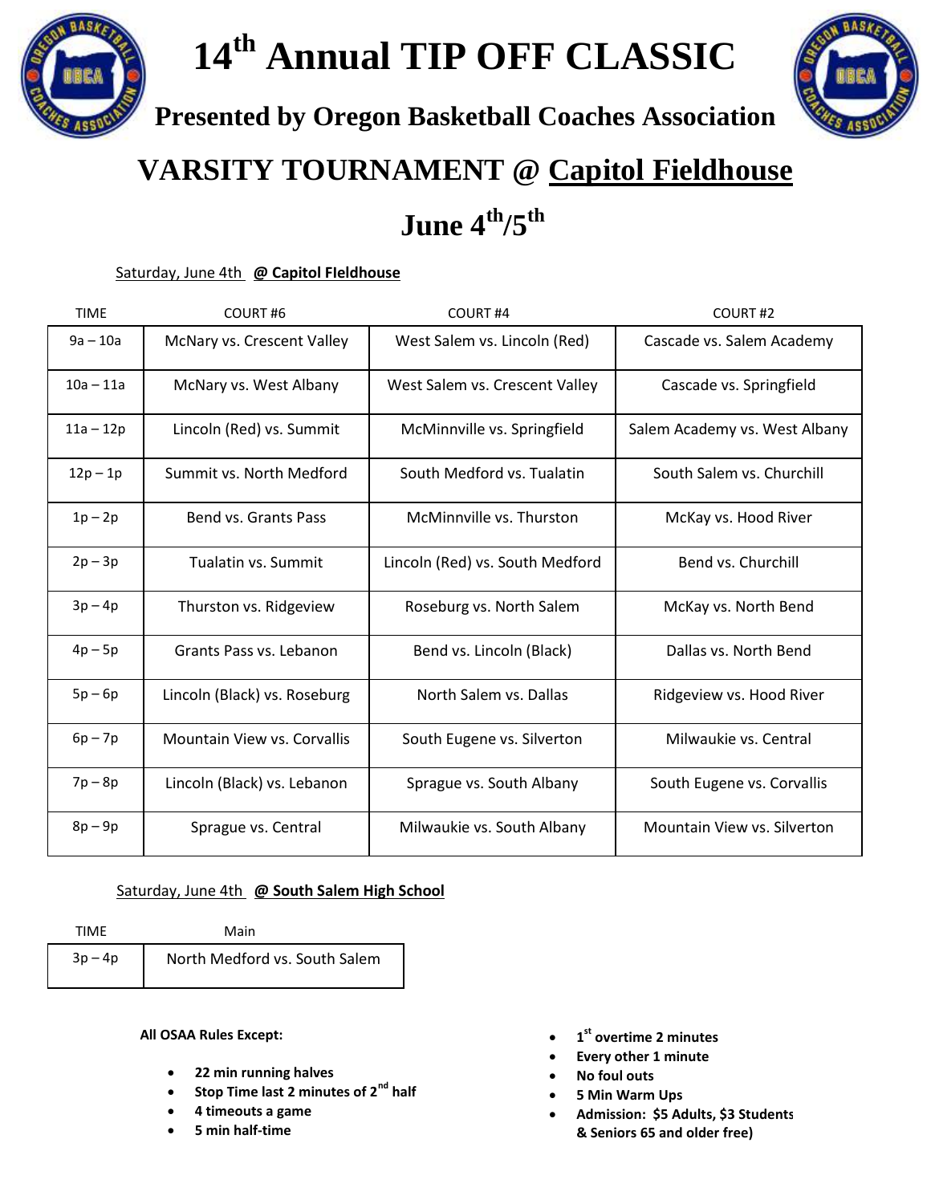# 14th Annual TIP OFF CLASSIC

## Presented by Oregon Basketball Coaches Association

## VARSITY TOURNAMENT @ Capitol Fieldhouse

## June 4th/5th

Saturday, June 4th **@ Capitol FIeldhouse**

| TIME | COURT #6 | COURT #4 | COURT #2 |
|---|---|---|---|
| 9a – 10a | McNary vs. Crescent Valley | West Salem vs. Lincoln (Red) | Cascade vs. Salem Academy |
| 10a – 11a | McNary vs. West Albany | West Salem vs. Crescent Valley | Cascade vs. Springfield |
| 11a – 12p | Lincoln (Red) vs. Summit | McMinnville vs. Springfield | Salem Academy vs. West Albany |
| 12p – 1p | Summit vs. North Medford | South Medford vs. Tualatin | South Salem vs. Churchill |
| 1p – 2p | Bend vs. Grants Pass | McMinnville vs. Thurston | McKay vs. Hood River |
| 2p – 3p | Tualatin vs. Summit | Lincoln (Red) vs. South Medford | Bend vs. Churchill |
| 3p – 4p | Thurston vs. Ridgeview | Roseburg vs. North Salem | McKay vs. North Bend |
| 4p – 5p | Grants Pass vs. Lebanon | Bend vs. Lincoln (Black) | Dallas vs. North Bend |
| 5p – 6p | Lincoln (Black) vs. Roseburg | North Salem vs. Dallas | Ridgeview vs. Hood River |
| 6p – 7p | Mountain View vs. Corvallis | South Eugene vs. Silverton | Milwaukie vs. Central |
| 7p – 8p | Lincoln (Black) vs. Lebanon | Sprague vs. South Albany | South Eugene vs. Corvallis |
| 8p – 9p | Sprague vs. Central | Milwaukie vs. South Albany | Mountain View vs. Silverton |

Saturday, June 4th **@ South Salem High School**

| TIME | Main |
|---|---|
| 3p – 4p | North Medford vs. South Salem |

**All OSAA Rules Except:**

- **22 min running halves**
- **Stop Time last 2 minutes of 2nd half**
- **4 timeouts a game**
- **5 min half-time**
- **1st overtime 2 minutes**
- **Every other 1 minute**
- **No foul outs**
- **5 Min Warm Ups**
- **Admission: $5 Adults, $3 Students & Seniors 65 and older free)**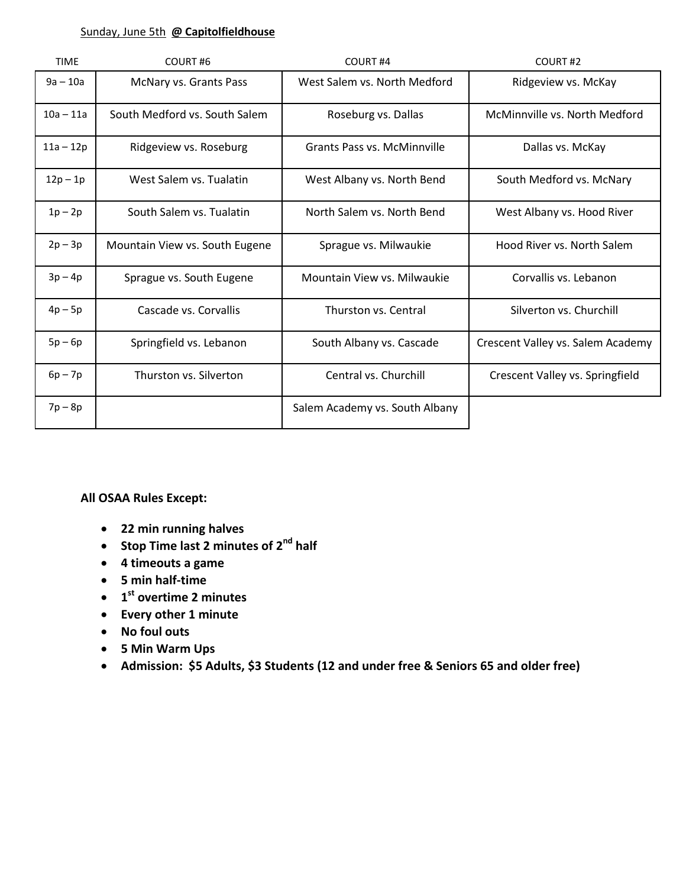Sunday, June 5th **@ Capitolfieldhouse**

| TIME | COURT #6 | COURT #4 | COURT #2 |
|---|---|---|---|
| 9a – 10a | McNary vs. Grants Pass | West Salem vs. North Medford | Ridgeview vs. McKay |
| 10a – 11a | South Medford vs. South Salem | Roseburg vs. Dallas | McMinnville vs. North Medford |
| 11a – 12p | Ridgeview vs. Roseburg | Grants Pass vs. McMinnville | Dallas vs. McKay |
| 12p – 1p | West Salem vs. Tualatin | West Albany vs. North Bend | South Medford vs. McNary |
| 1p – 2p | South Salem vs. Tualatin | North Salem vs. North Bend | West Albany vs. Hood River |
| 2p – 3p | Mountain View vs. South Eugene | Sprague vs. Milwaukie | Hood River vs. North Salem |
| 3p – 4p | Sprague vs. South Eugene | Mountain View vs. Milwaukie | Corvallis vs. Lebanon |
| 4p – 5p | Cascade vs. Corvallis | Thurston vs. Central | Silverton vs. Churchill |
| 5p – 6p | Springfield vs. Lebanon | South Albany vs. Cascade | Crescent Valley vs. Salem Academy |
| 6p – 7p | Thurston vs. Silverton | Central vs. Churchill | Crescent Valley vs. Springfield |
| 7p – 8p | | Salem Academy vs. South Albany | |

**All OSAA Rules Except:**

- **22 min running halves**
- **Stop Time last 2 minutes of 2nd half**
- **4 timeouts a game**
- **5 min half-time**
- **1st overtime 2 minutes**
- **Every other 1 minute**
- **No foul outs**
- **5 Min Warm Ups**
- **Admission: $5 Adults, $3 Students (12 and under free & Seniors 65 and older free)**